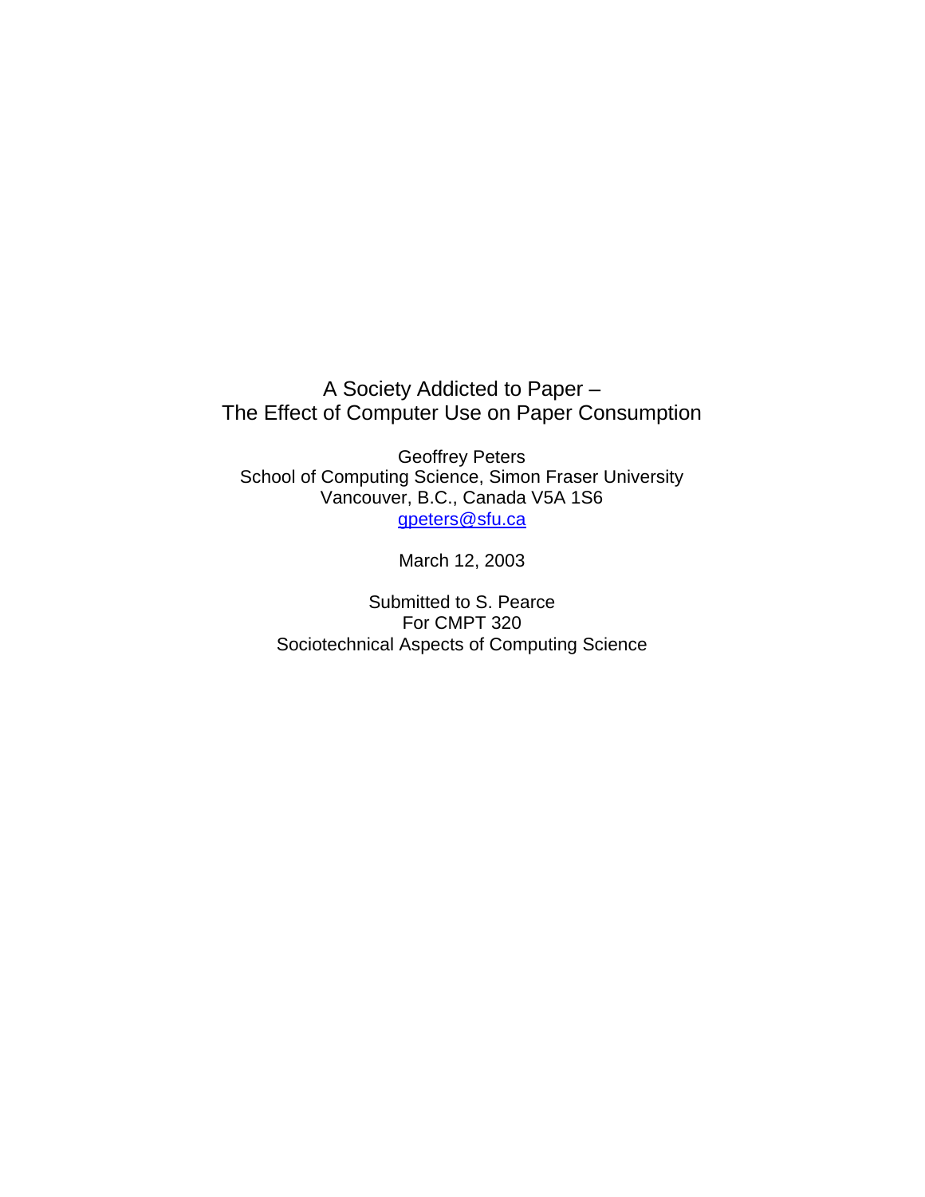# A Society Addicted to Paper – The Effect of Computer Use on Paper Consumption

Geoffrey Peters
School of Computing Science, Simon Fraser University
Vancouver, B.C., Canada V5A 1S6
gpeters@sfu.ca

March 12, 2003

Submitted to S. Pearce
For CMPT 320
Sociotechnical Aspects of Computing Science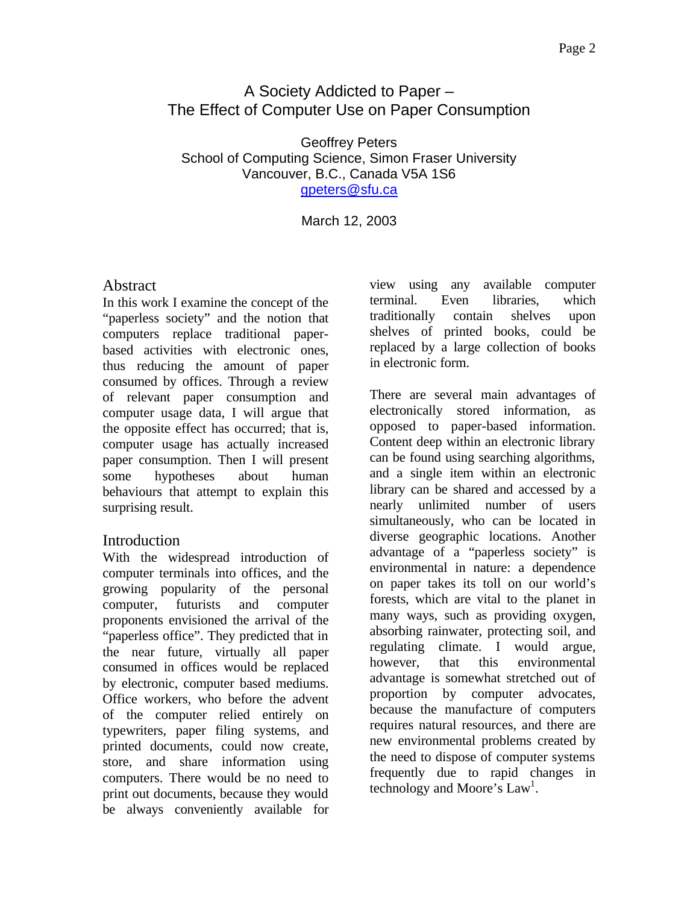# A Society Addicted to Paper –
# The Effect of Computer Use on Paper Consumption

Geoffrey Peters
School of Computing Science, Simon Fraser University
Vancouver, B.C., Canada V5A 1S6
gpeters@sfu.ca

March 12, 2003

## Abstract

In this work I examine the concept of the "paperless society" and the notion that computers replace traditional paper-based activities with electronic ones, thus reducing the amount of paper consumed by offices. Through a review of relevant paper consumption and computer usage data, I will argue that the opposite effect has occurred; that is, computer usage has actually increased paper consumption. Then I will present some hypotheses about human behaviours that attempt to explain this surprising result.

## Introduction

With the widespread introduction of computer terminals into offices, and the growing popularity of the personal computer, futurists and computer proponents envisioned the arrival of the "paperless office". They predicted that in the near future, virtually all paper consumed in offices would be replaced by electronic, computer based mediums. Office workers, who before the advent of the computer relied entirely on typewriters, paper filing systems, and printed documents, could now create, store, and share information using computers. There would be no need to print out documents, because they would be always conveniently available for view using any available computer terminal. Even libraries, which traditionally contain shelves upon shelves of printed books, could be replaced by a large collection of books in electronic form.

There are several main advantages of electronically stored information, as opposed to paper-based information. Content deep within an electronic library can be found using searching algorithms, and a single item within an electronic library can be shared and accessed by a nearly unlimited number of users simultaneously, who can be located in diverse geographic locations. Another advantage of a "paperless society" is environmental in nature: a dependence on paper takes its toll on our world's forests, which are vital to the planet in many ways, such as providing oxygen, absorbing rainwater, protecting soil, and regulating climate. I would argue, however, that this environmental advantage is somewhat stretched out of proportion by computer advocates, because the manufacture of computers requires natural resources, and there are new environmental problems created by the need to dispose of computer systems frequently due to rapid changes in technology and Moore's Law[1].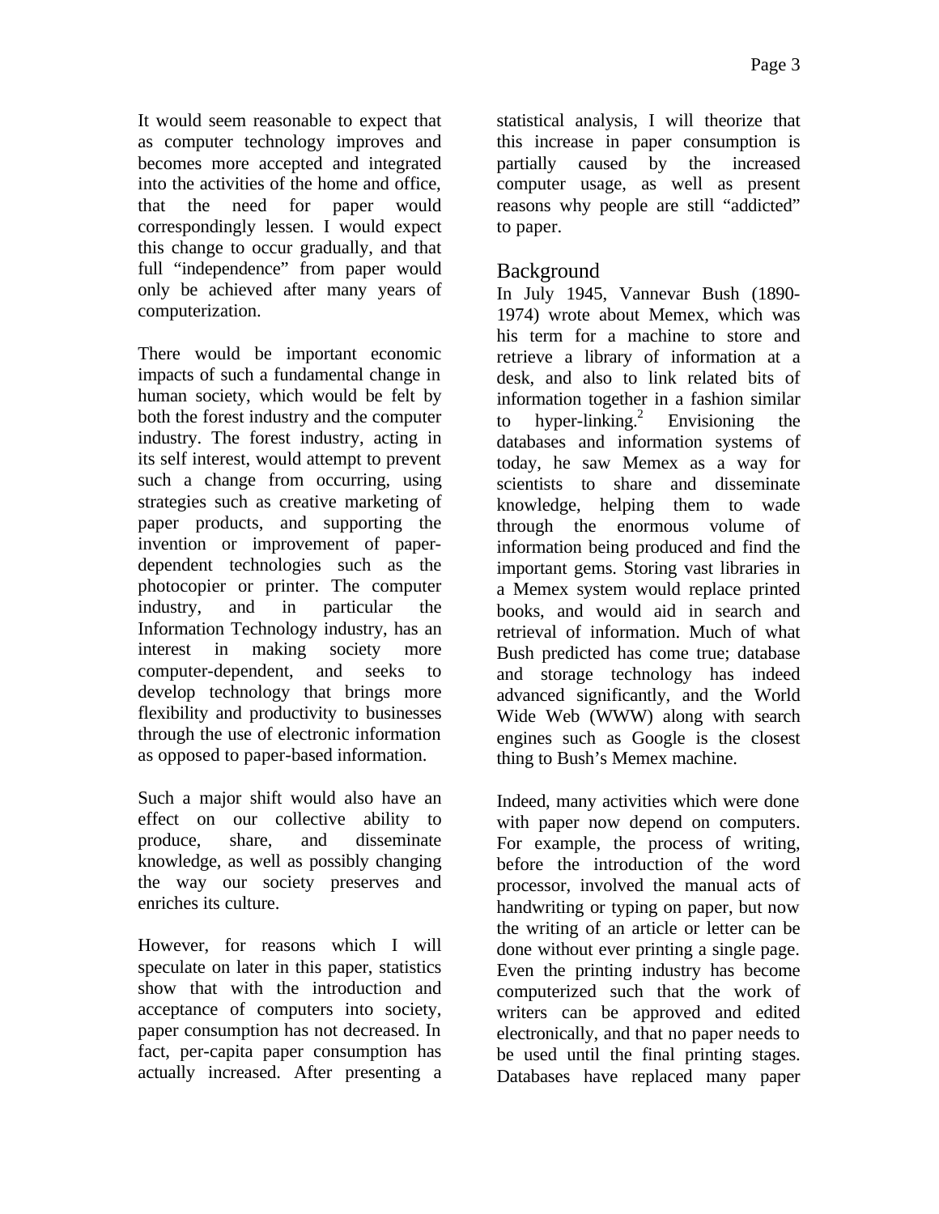It would seem reasonable to expect that as computer technology improves and becomes more accepted and integrated into the activities of the home and office, that the need for paper would correspondingly lessen. I would expect this change to occur gradually, and that full "independence" from paper would only be achieved after many years of computerization.

There would be important economic impacts of such a fundamental change in human society, which would be felt by both the forest industry and the computer industry. The forest industry, acting in its self interest, would attempt to prevent such a change from occurring, using strategies such as creative marketing of paper products, and supporting the invention or improvement of paper-dependent technologies such as the photocopier or printer. The computer industry, and in particular the Information Technology industry, has an interest in making society more computer-dependent, and seeks to develop technology that brings more flexibility and productivity to businesses through the use of electronic information as opposed to paper-based information.

Such a major shift would also have an effect on our collective ability to produce, share, and disseminate knowledge, as well as possibly changing the way our society preserves and enriches its culture.

However, for reasons which I will speculate on later in this paper, statistics show that with the introduction and acceptance of computers into society, paper consumption has not decreased. In fact, per-capita paper consumption has actually increased. After presenting a statistical analysis, I will theorize that this increase in paper consumption is partially caused by the increased computer usage, as well as present reasons why people are still "addicted" to paper.

## Background

In July 1945, Vannevar Bush (1890-1974) wrote about Memex, which was his term for a machine to store and retrieve a library of information at a desk, and also to link related bits of information together in a fashion similar to hyper-linking.[2] Envisioning the databases and information systems of today, he saw Memex as a way for scientists to share and disseminate knowledge, helping them to wade through the enormous volume of information being produced and find the important gems. Storing vast libraries in a Memex system would replace printed books, and would aid in search and retrieval of information. Much of what Bush predicted has come true; database and storage technology has indeed advanced significantly, and the World Wide Web (WWW) along with search engines such as Google is the closest thing to Bush's Memex machine.

Indeed, many activities which were done with paper now depend on computers. For example, the process of writing, before the introduction of the word processor, involved the manual acts of handwriting or typing on paper, but now the writing of an article or letter can be done without ever printing a single page. Even the printing industry has become computerized such that the work of writers can be approved and edited electronically, and that no paper needs to be used until the final printing stages. Databases have replaced many paper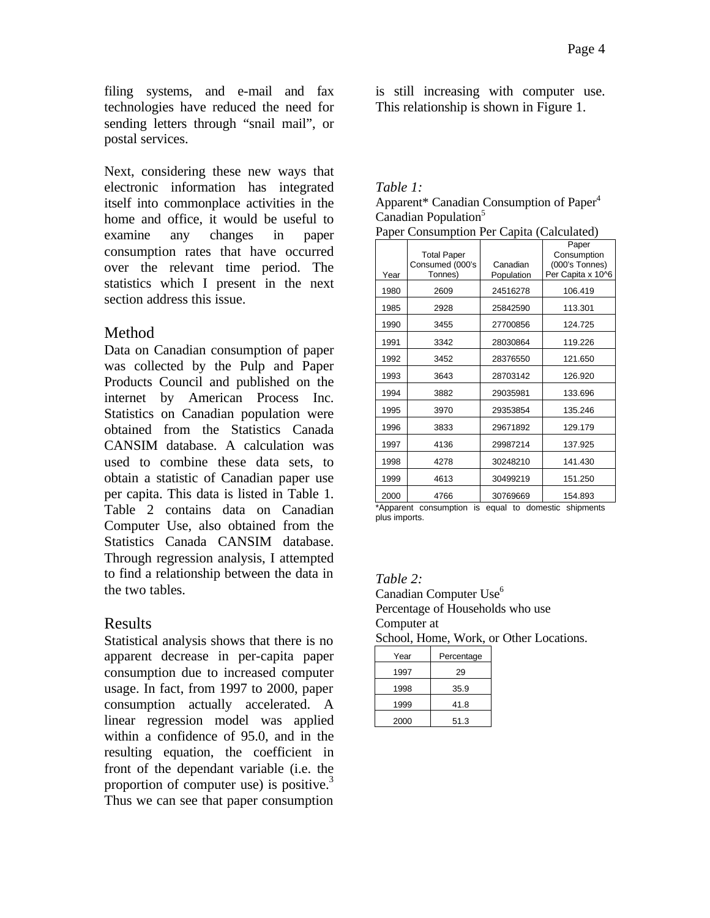filing systems, and e-mail and fax technologies have reduced the need for sending letters through "snail mail", or postal services.

Next, considering these new ways that electronic information has integrated itself into commonplace activities in the home and office, it would be useful to examine any changes in paper consumption rates that have occurred over the relevant time period. The statistics which I present in the next section address this issue.

## Method

Data on Canadian consumption of paper was collected by the Pulp and Paper Products Council and published on the internet by American Process Inc. Statistics on Canadian population were obtained from the Statistics Canada CANSIM database. A calculation was used to combine these data sets, to obtain a statistic of Canadian paper use per capita. This data is listed in Table 1. Table 2 contains data on Canadian Computer Use, also obtained from the Statistics Canada CANSIM database. Through regression analysis, I attempted to find a relationship between the data in the two tables.

## Results

Statistical analysis shows that there is no apparent decrease in per-capita paper consumption due to increased computer usage. In fact, from 1997 to 2000, paper consumption actually accelerated. A linear regression model was applied within a confidence of 95.0, and in the resulting equation, the coefficient in front of the dependant variable (i.e. the proportion of computer use) is positive.[3] Thus we can see that paper consumption is still increasing with computer use. This relationship is shown in Figure 1.

*Table 1:*
Apparent* Canadian Consumption of Paper[4]
Canadian Population[5]
Paper Consumption Per Capita (Calculated)

| Year | Total Paper Consumed (000's Tonnes) | Canadian Population | Paper Consumption (000's Tonnes) Per Capita x 10^6 |
|---|---|---|---|
| 1980 | 2609 | 24516278 | 106.419 |
| 1985 | 2928 | 25842590 | 113.301 |
| 1990 | 3455 | 27700856 | 124.725 |
| 1991 | 3342 | 28030864 | 119.226 |
| 1992 | 3452 | 28376550 | 121.650 |
| 1993 | 3643 | 28703142 | 126.920 |
| 1994 | 3882 | 29035981 | 133.696 |
| 1995 | 3970 | 29353854 | 135.246 |
| 1996 | 3833 | 29671892 | 129.179 |
| 1997 | 4136 | 29987214 | 137.925 |
| 1998 | 4278 | 30248210 | 141.430 |
| 1999 | 4613 | 30499219 | 151.250 |
| 2000 | 4766 | 30769669 | 154.893 |

*Apparent consumption is equal to domestic shipments plus imports.

*Table 2:*
Canadian Computer Use[6]
Percentage of Households who use Computer at
School, Home, Work, or Other Locations.

| Year | Percentage |
|---|---|
| 1997 | 29 |
| 1998 | 35.9 |
| 1999 | 41.8 |
| 2000 | 51.3 |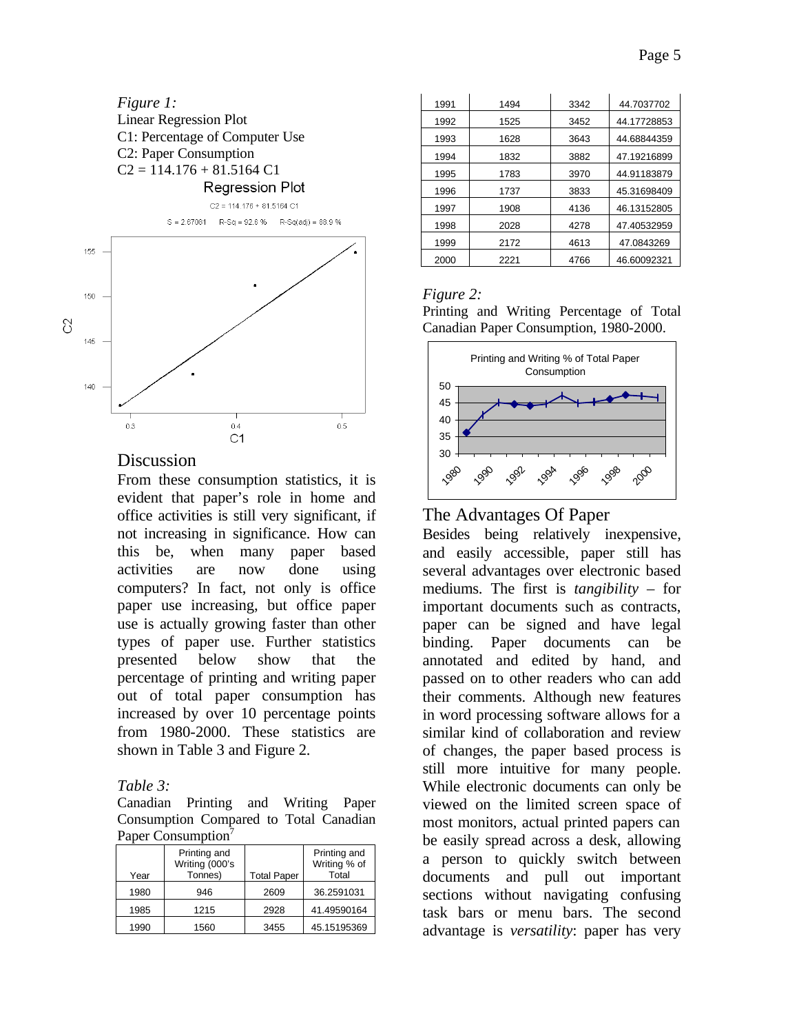*Figure 1:*
Linear Regression Plot
C1: Percentage of Computer Use
C2: Paper Consumption
C2 = 114.176 + 81.5164 C1

## Discussion

From these consumption statistics, it is evident that paper's role in home and office activities is still very significant, if not increasing in significance. How can this be, when many paper based activities are now done using computers? In fact, not only is office paper use increasing, but office paper use is actually growing faster than other types of paper use. Further statistics presented below show that the percentage of printing and writing paper out of total paper consumption has increased by over 10 percentage points from 1980-2000. These statistics are shown in Table 3 and Figure 2.

*Table 3:*
Canadian Printing and Writing Paper Consumption Compared to Total Canadian Paper Consumption[7]

| Year | Printing and Writing (000's Tonnes) | Total Paper | Printing and Writing % of Total |
|---|---|---|---|
| 1980 | 946 | 2609 | 36.2591031 |
| 1985 | 1215 | 2928 | 41.49590164 |
| 1990 | 1560 | 3455 | 45.15195369 |
| 1991 | 1494 | 3342 | 44.7037702 |
| 1992 | 1525 | 3452 | 44.17728853 |
| 1993 | 1628 | 3643 | 44.68844359 |
| 1994 | 1832 | 3882 | 47.19216899 |
| 1995 | 1783 | 3970 | 44.91183879 |
| 1996 | 1737 | 3833 | 45.31698409 |
| 1997 | 1908 | 4136 | 46.13152805 |
| 1998 | 2028 | 4278 | 47.40532959 |
| 1999 | 2172 | 4613 | 47.0843269 |
| 2000 | 2221 | 4766 | 46.60092321 |

*Figure 2:*
Printing and Writing Percentage of Total Canadian Paper Consumption, 1980-2000.

## The Advantages Of Paper

Besides being relatively inexpensive, and easily accessible, paper still has several advantages over electronic based mediums. The first is *tangibility* – for important documents such as contracts, paper can be signed and have legal binding. Paper documents can be annotated and edited by hand, and passed on to other readers who can add their comments. Although new features in word processing software allows for a similar kind of collaboration and review of changes, the paper based process is still more intuitive for many people. While electronic documents can only be viewed on the limited screen space of most monitors, actual printed papers can be easily spread across a desk, allowing a person to quickly switch between documents and pull out important sections without navigating confusing task bars or menu bars. The second advantage is *versatility*: paper has very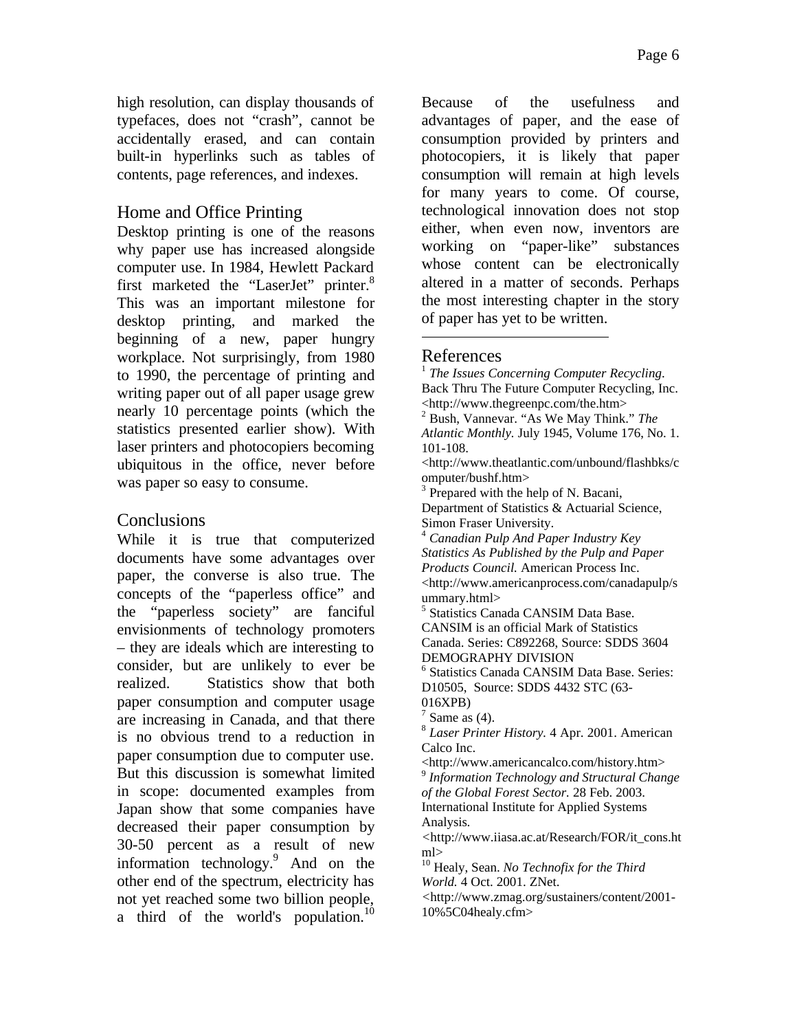high resolution, can display thousands of typefaces, does not "crash", cannot be accidentally erased, and can contain built-in hyperlinks such as tables of contents, page references, and indexes.

## Home and Office Printing

Desktop printing is one of the reasons why paper use has increased alongside computer use. In 1984, Hewlett Packard first marketed the "LaserJet" printer.[8] This was an important milestone for desktop printing, and marked the beginning of a new, paper hungry workplace. Not surprisingly, from 1980 to 1990, the percentage of printing and writing paper out of all paper usage grew nearly 10 percentage points (which the statistics presented earlier show). With laser printers and photocopiers becoming ubiquitous in the office, never before was paper so easy to consume.

## Conclusions

While it is true that computerized documents have some advantages over paper, the converse is also true. The concepts of the "paperless office" and the "paperless society" are fanciful envisionments of technology promoters – they are ideals which are interesting to consider, but are unlikely to ever be realized. Statistics show that both paper consumption and computer usage are increasing in Canada, and that there is no obvious trend to a reduction in paper consumption due to computer use. But this discussion is somewhat limited in scope: documented examples from Japan show that some companies have decreased their paper consumption by 30-50 percent as a result of new information technology.[9] And on the other end of the spectrum, electricity has not yet reached some two billion people, a third of the world's population.[10]

Because of the usefulness and advantages of paper, and the ease of consumption provided by printers and photocopiers, it is likely that paper consumption will remain at high levels for many years to come. Of course, technological innovation does not stop either, when even now, inventors are working on "paper-like" substances whose content can be electronically altered in a matter of seconds. Perhaps the most interesting chapter in the story of paper has yet to be written.

---

## References

[1] *The Issues Concerning Computer Recycling*. Back Thru The Future Computer Recycling, Inc. <http://www.thegreenpc.com/the.htm>

[2] Bush, Vannevar. "As We May Think." *The Atlantic Monthly.* July 1945, Volume 176, No. 1. 101-108. <http://www.theatlantic.com/unbound/flashbks/computer/bushf.htm>

[3] Prepared with the help of N. Bacani, Department of Statistics & Actuarial Science, Simon Fraser University.

[4] *Canadian Pulp And Paper Industry Key Statistics As Published by the Pulp and Paper Products Council.* American Process Inc. <http://www.americanprocess.com/canadapulp/summary.html>

[5] Statistics Canada CANSIM Data Base. CANSIM is an official Mark of Statistics Canada. Series: C892268, Source: SDDS 3604 DEMOGRAPHY DIVISION

[6] Statistics Canada CANSIM Data Base. Series: D10505, Source: SDDS 4432 STC (63-016XPB)

[7] Same as (4).

[8] *Laser Printer History.* 4 Apr. 2001. American Calco Inc. <http://www.americancalco.com/history.htm>

[9] *Information Technology and Structural Change of the Global Forest Sector.* 28 Feb. 2003. International Institute for Applied Systems Analysis. <http://www.iiasa.ac.at/Research/FOR/it_cons.html>

[10] Healy, Sean. *No Technofix for the Third World.* 4 Oct. 2001. ZNet. <http://www.zmag.org/sustainers/content/2001-10%5C04healy.cfm>